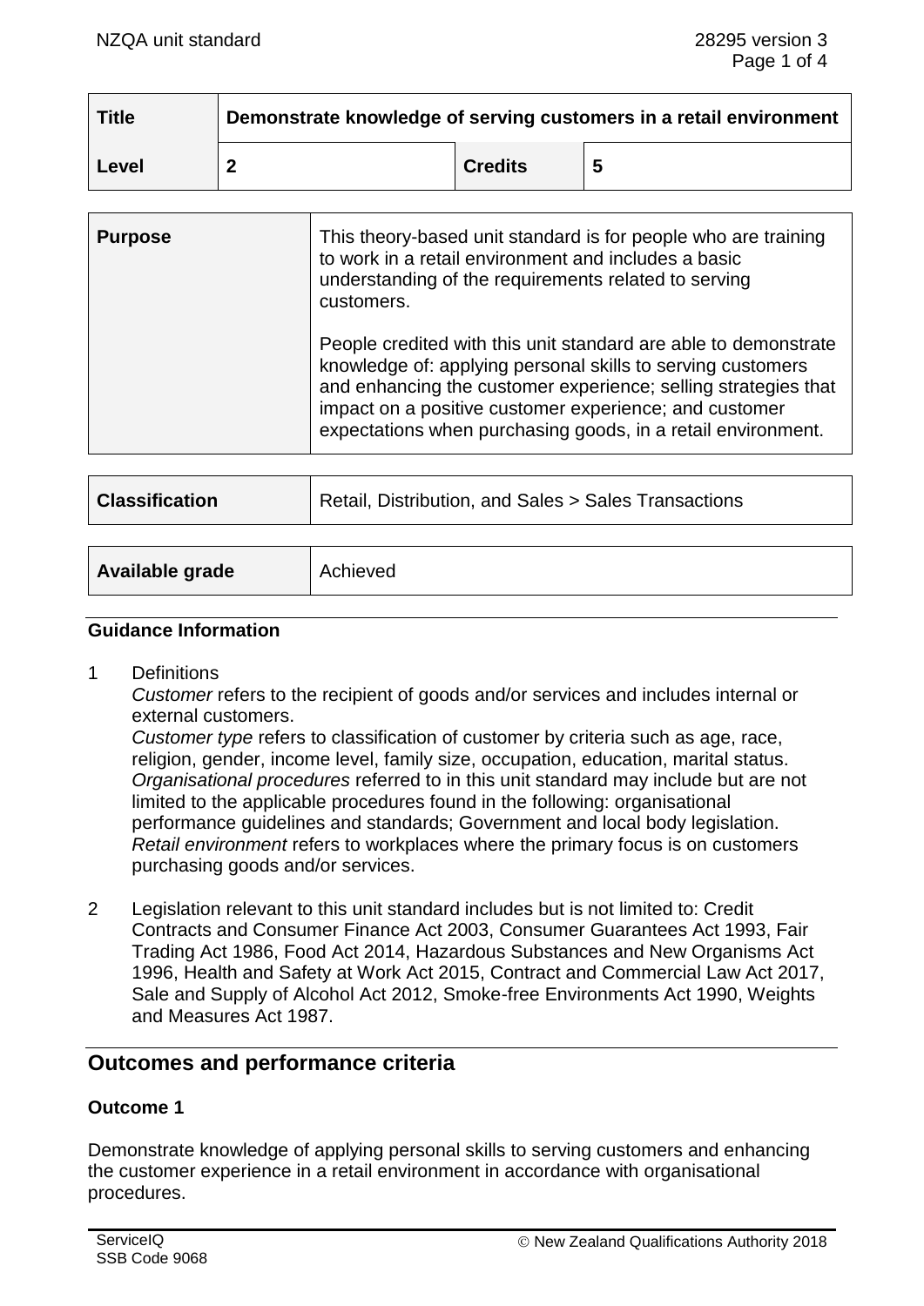| Title | Demonstrate knowledge of serving customers in a retail environment | | |
|---|---|---|---|
| Level | 2 | Credits | 5 |

| Purpose | This theory-based unit standard is for people who are training to work in a retail environment and includes a basic understanding of the requirements related to serving customers.<br><br>People credited with this unit standard are able to demonstrate knowledge of: applying personal skills to serving customers and enhancing the customer experience; selling strategies that impact on a positive customer experience; and customer expectations when purchasing goods, in a retail environment. |
|---|---|

| Classification | Retail, Distribution, and Sales > Sales Transactions |
|---|---|

| Available grade | Achieved |
|---|---|

### Guidance Information

1. Definitions
   *Customer* refers to the recipient of goods and/or services and includes internal or external customers.
   *Customer type* refers to classification of customer by criteria such as age, race, religion, gender, income level, family size, occupation, education, marital status.
   *Organisational procedures* referred to in this unit standard may include but are not limited to the applicable procedures found in the following: organisational performance guidelines and standards; Government and local body legislation.
   *Retail environment* refers to workplaces where the primary focus is on customers purchasing goods and/or services.

2. Legislation relevant to this unit standard includes but is not limited to: Credit Contracts and Consumer Finance Act 2003, Consumer Guarantees Act 1993, Fair Trading Act 1986, Food Act 2014, Hazardous Substances and New Organisms Act 1996, Health and Safety at Work Act 2015, Contract and Commercial Law Act 2017, Sale and Supply of Alcohol Act 2012, Smoke-free Environments Act 1990, Weights and Measures Act 1987.

## Outcomes and performance criteria

### Outcome 1

Demonstrate knowledge of applying personal skills to serving customers and enhancing the customer experience in a retail environment in accordance with organisational procedures.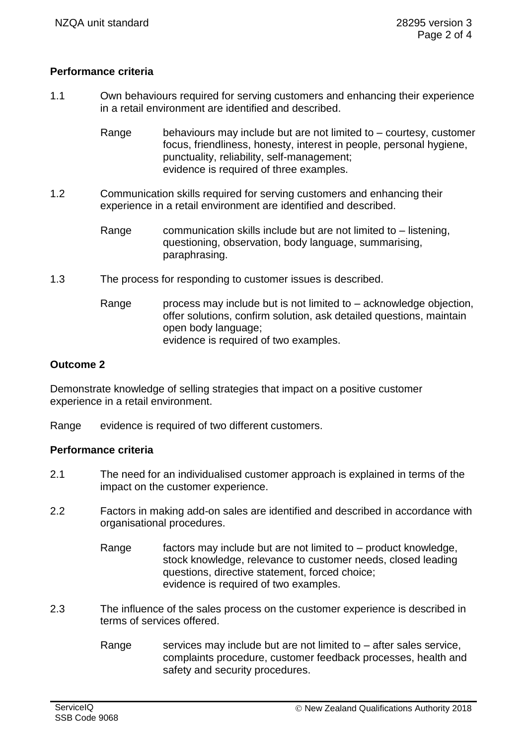**Performance criteria**

1.1 Own behaviours required for serving customers and enhancing their experience in a retail environment are identified and described.

Range behaviours may include but are not limited to – courtesy, customer focus, friendliness, honesty, interest in people, personal hygiene, punctuality, reliability, self-management;
evidence is required of three examples.

1.2 Communication skills required for serving customers and enhancing their experience in a retail environment are identified and described.

Range communication skills include but are not limited to – listening, questioning, observation, body language, summarising, paraphrasing.

1.3 The process for responding to customer issues is described.

Range process may include but is not limited to – acknowledge objection, offer solutions, confirm solution, ask detailed questions, maintain open body language;
evidence is required of two examples.

**Outcome 2**

Demonstrate knowledge of selling strategies that impact on a positive customer experience in a retail environment.

Range evidence is required of two different customers.

**Performance criteria**

2.1 The need for an individualised customer approach is explained in terms of the impact on the customer experience.

2.2 Factors in making add-on sales are identified and described in accordance with organisational procedures.

Range factors may include but are not limited to – product knowledge, stock knowledge, relevance to customer needs, closed leading questions, directive statement, forced choice;
evidence is required of two examples.

2.3 The influence of the sales process on the customer experience is described in terms of services offered.

Range services may include but are not limited to – after sales service, complaints procedure, customer feedback processes, health and safety and security procedures.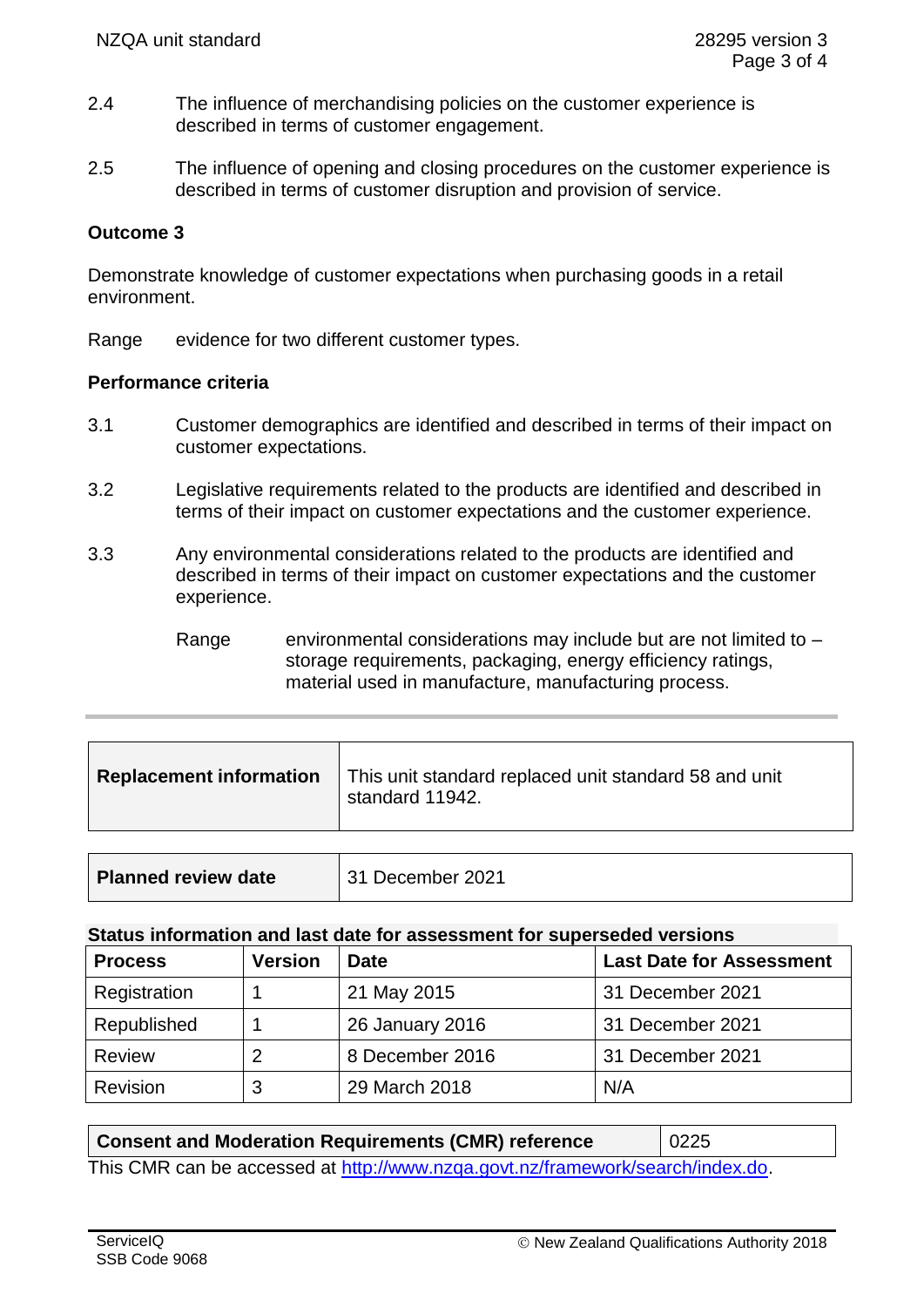2.4 The influence of merchandising policies on the customer experience is described in terms of customer engagement.

2.5 The influence of opening and closing procedures on the customer experience is described in terms of customer disruption and provision of service.

**Outcome 3**

Demonstrate knowledge of customer expectations when purchasing goods in a retail environment.

Range evidence for two different customer types.

**Performance criteria**

3.1 Customer demographics are identified and described in terms of their impact on customer expectations.

3.2 Legislative requirements related to the products are identified and described in terms of their impact on customer expectations and the customer experience.

3.3 Any environmental considerations related to the products are identified and described in terms of their impact on customer expectations and the customer experience.

Range environmental considerations may include but are not limited to – storage requirements, packaging, energy efficiency ratings, material used in manufacture, manufacturing process.

| **Replacement information** | This unit standard replaced unit standard 58 and unit standard 11942. |
|---|---|

| **Planned review date** | 31 December 2021 |
|---|---|

**Status information and last date for assessment for superseded versions**

| **Process** | **Version** | **Date** | **Last Date for Assessment** |
|---|---|---|---|
| Registration | 1 | 21 May 2015 | 31 December 2021 |
| Republished | 1 | 26 January 2016 | 31 December 2021 |
| Review | 2 | 8 December 2016 | 31 December 2021 |
| Revision | 3 | 29 March 2018 | N/A |

| **Consent and Moderation Requirements (CMR) reference** | 0225 |
|---|---|

This CMR can be accessed at http://www.nzqa.govt.nz/framework/search/index.do.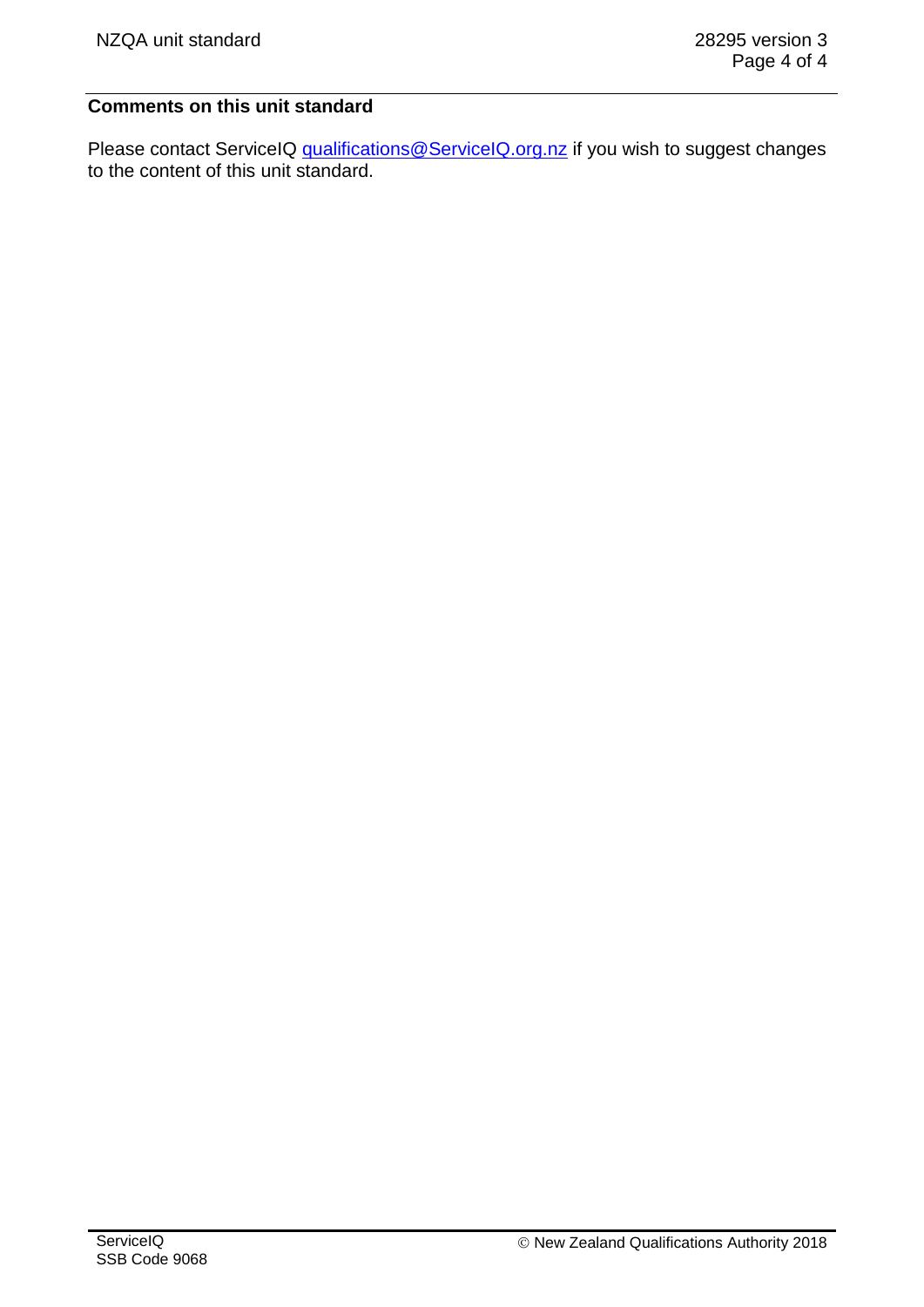**Comments on this unit standard**

Please contact ServiceIQ qualifications@ServiceIQ.org.nz if you wish to suggest changes to the content of this unit standard.